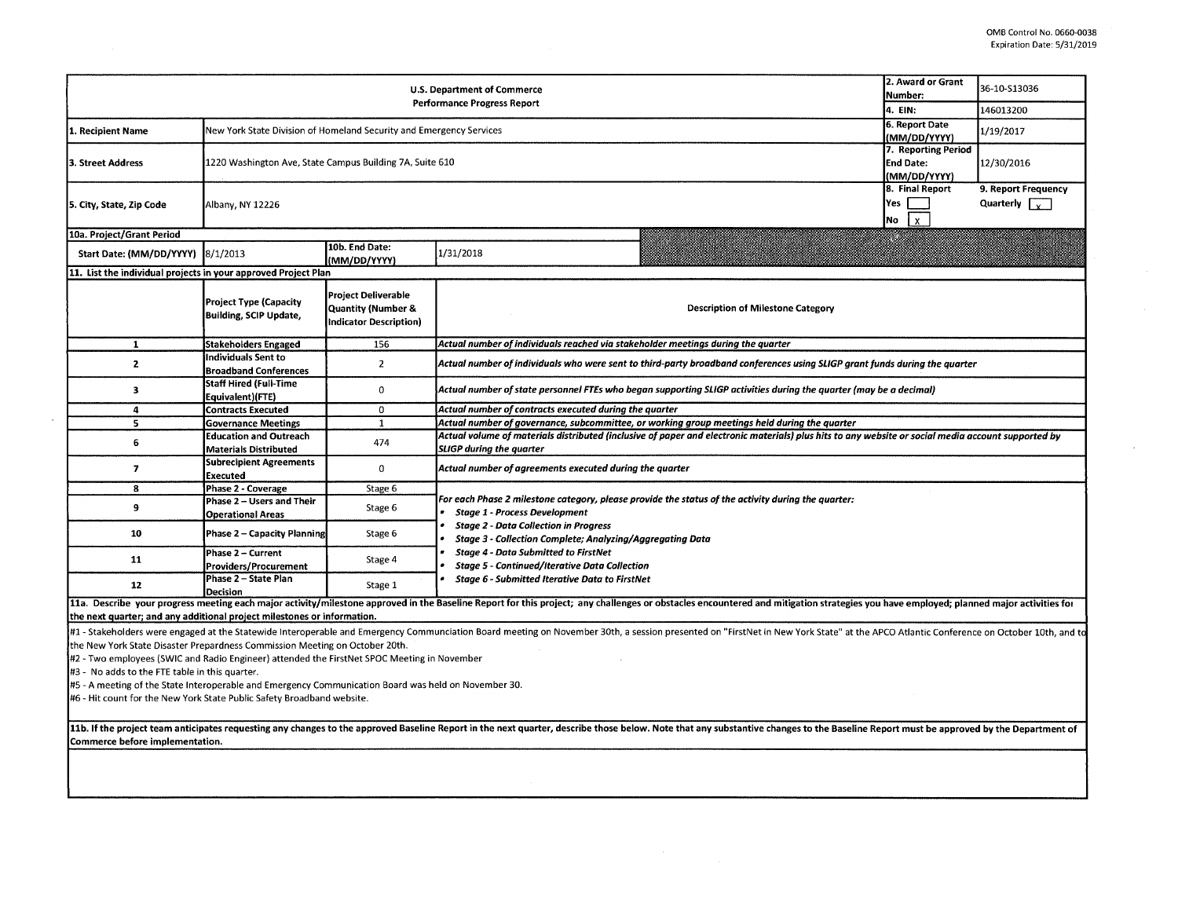OMB Control No. 0660-0038
Expiration Date: 5/31/2019

| U.S. Department of Commerce<br>Performance Progress Report | | | | 2. Award or Grant Number: | 36-10-S13036 |
|---|---|---|---|---|---|
| | | | | 4. EIN: | 146013200 |
| 1. Recipient Name | New York State Division of Homeland Security and Emergency Services | | | 6. Report Date (MM/DD/YYYY) | 1/19/2017 |
| 3. Street Address | 1220 Washington Ave, State Campus Building 7A, Suite 610 | | | 7. Reporting Period End Date: (MM/DD/YYYY) | 12/30/2016 |
| 5. City, State, Zip Code | Albany, NY 12226 | | | 8. Final Report<br>Yes [ ]<br>No [ x ] | 9. Report Frequency<br>Quarterly [ x ] |
| 10a. Project/Grant Period | | | | | |
| Start Date: (MM/DD/YYYY) | 8/1/2013 | 10b. End Date: (MM/DD/YYYY) | 1/31/2018 | | |

**11. List the individual projects in your approved Project Plan**

| | Project Type (Capacity Building, SCIP Update, | Project Deliverable Quantity (Number & Indicator Description) | Description of Milestone Category |
|---|---|---|---|
| 1 | Stakeholders Engaged | 156 | *Actual number of individuals reached via stakeholder meetings during the quarter* |
| 2 | Individuals Sent to Broadband Conferences | 2 | *Actual number of individuals who were sent to third-party broadband conferences using SLIGP grant funds during the quarter* |
| 3 | Staff Hired (Full-Time Equivalent)(FTE) | 0 | *Actual number of state personnel FTEs who began supporting SLIGP activities during the quarter (may be a decimal)* |
| 4 | Contracts Executed | 0 | *Actual number of contracts executed during the quarter* |
| 5 | Governance Meetings | 1 | *Actual number of governance, subcommittee, or working group meetings held during the quarter* |
| 6 | Education and Outreach Materials Distributed | 474 | *Actual volume of materials distributed (inclusive of paper and electronic materials) plus hits to any website or social media account supported by SLIGP during the quarter* |
| 7 | Subrecipient Agreements Executed | 0 | *Actual number of agreements executed during the quarter* |
| 8 | Phase 2 - Coverage | Stage 6 | *For each Phase 2 milestone category, please provide the status of the activity during the quarter:*<br>• *Stage 1 - Process Development*<br>• *Stage 2 - Data Collection in Progress*<br>• *Stage 3 - Collection Complete; Analyzing/Aggregating Data*<br>• *Stage 4 - Data Submitted to FirstNet*<br>• *Stage 5 - Continued/Iterative Data Collection*<br>• *Stage 6 - Submitted Iterative Data to FirstNet* |
| 9 | Phase 2 – Users and Their Operational Areas | Stage 6 | |
| 10 | Phase 2 – Capacity Planning | Stage 6 | |
| 11 | Phase 2 – Current Providers/Procurement | Stage 4 | |
| 12 | Phase 2 – State Plan Decision | Stage 1 | |

**11a. Describe your progress meeting each major activity/milestone approved in the Baseline Report for this project; any challenges or obstacles encountered and mitigation strategies you have employed; planned major activities for the next quarter; and any additional project milestones or information.**

#1 - Stakeholders were engaged at the Statewide Interoperable and Emergency Communciation Board meeting on November 30th, a session presented on "FirstNet in New York State" at the APCO Atlantic Conference on October 10th, and to the New York State Disaster Prepardness Commission Meeting on October 20th.

#2 - Two employees (SWIC and Radio Engineer) attended the FirstNet SPOC Meeting in November

#3 - No adds to the FTE table in this quarter.

#5 - A meeting of the State Interoperable and Emergency Communication Board was held on November 30.

#6 - Hit count for the New York State Public Safety Broadband website.

**11b. If the project team anticipates requesting any changes to the approved Baseline Report in the next quarter, describe those below. Note that any substantive changes to the Baseline Report must be approved by the Department of Commerce before implementation.**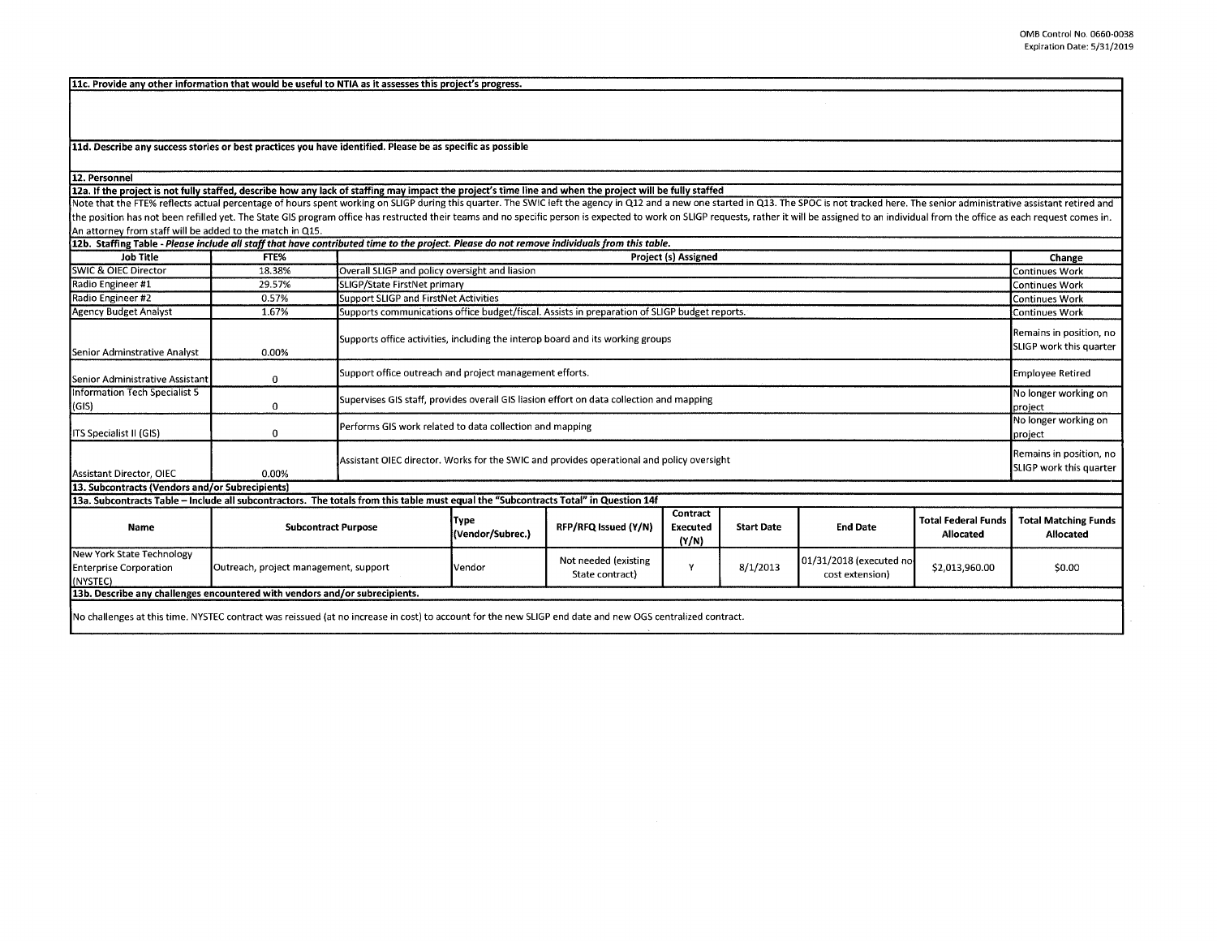**11c. Provide any other information that would be useful to NTIA as it assesses this project's progress.**

**11d. Describe any success stories or best practices you have identified. Please be as specific as possible**

**12. Personnel**

**12a. If the project is not fully staffed, describe how any lack of staffing may impact the project's time line and when the project will be fully staffed**

Note that the FTE% reflects actual percentage of hours spent working on SLIGP during this quarter. The SWIC left the agency in Q12 and a new one started in Q13. The SPOC is not tracked here. The senior administrative assistant retired and the position has not been refilled yet. The State GIS program office has restructed their teams and no specific person is expected to work on SLIGP requests, rather it will be assigned to an individual from the office as each request comes in. An attorney from staff will be added to the match in Q15.

**12b. Staffing Table** - *Please include all staff that have contributed time to the project. Please do not remove individuals from this table.*

| Job Title | FTE% | Project (s) Assigned | Change |
|---|---|---|---|
| SWIC & OIEC Director | 18.38% | Overall SLIGP and policy oversight and liasion | Continues Work |
| Radio Engineer #1 | 29.57% | SLIGP/State FirstNet primary | Continues Work |
| Radio Engineer #2 | 0.57% | Support SLIGP and FirstNet Activities | Continues Work |
| Agency Budget Analyst | 1.67% | Supports communications office budget/fiscal. Assists in preparation of SLIGP budget reports. | Continues Work |
| Senior Adminstrative Analyst | 0.00% | Supports office activities, including the interop board and its working groups | Remains in position, no SLIGP work this quarter |
| Senior Administrative Assistant | 0 | Support office outreach and project management efforts. | Employee Retired |
| Information Tech Specialist 5 (GIS) | 0 | Supervises GIS staff, provides overall GIS liasion effort on data collection and mapping | No longer working on project |
| ITS Specialist II (GIS) | 0 | Performs GIS work related to data collection and mapping | No longer working on project |
| Assistant Director, OIEC | 0.00% | Assistant OIEC director. Works for the SWIC and provides operational and policy oversight | Remains in position, no SLIGP work this quarter |

**13. Subcontracts (Vendors and/or Subrecipients)**

**13a. Subcontracts Table – Include all subcontractors. The totals from this table must equal the "Subcontracts Total" in Question 14f**

| Name | Subcontract Purpose | Type (Vendor/Subrec.) | RFP/RFQ Issued (Y/N) | Contract Executed (Y/N) | Start Date | End Date | Total Federal Funds Allocated | Total Matching Funds Allocated |
|---|---|---|---|---|---|---|---|---|
| New York State Technology Enterprise Corporation (NYSTEC) | Outreach, project management, support | Vendor | Not needed (existing State contract) | Y | 8/1/2013 | 01/31/2018 (executed no-cost extension) | $2,013,960.00 | $0.00 |

**13b. Describe any challenges encountered with vendors and/or subrecipients.**

No challenges at this time. NYSTEC contract was reissued (at no increase in cost) to account for the new SLIGP end date and new OGS centralized contract.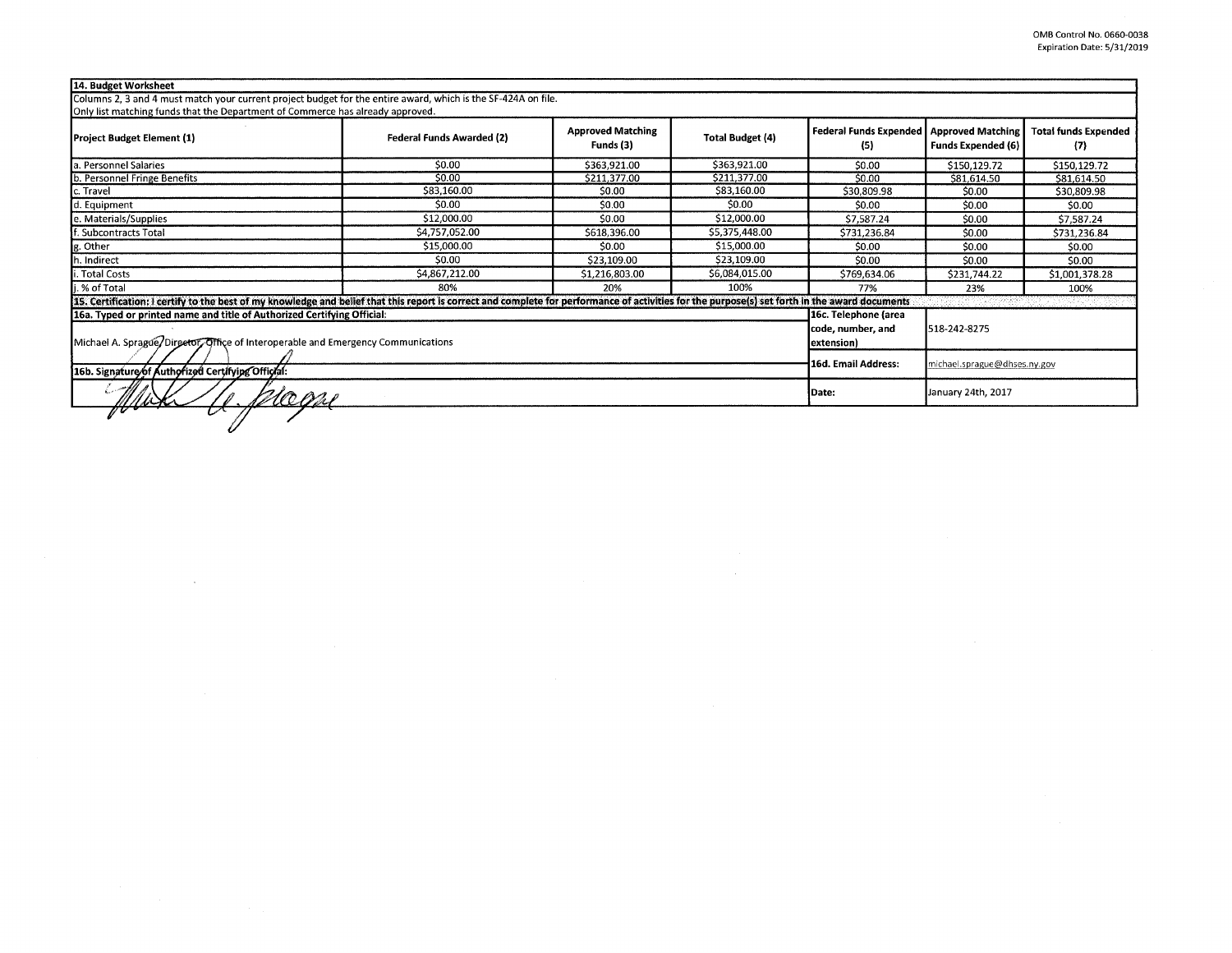OMB Control No. 0660-0038
Expiration Date: 5/31/2019

## 14. Budget Worksheet

Columns 2, 3 and 4 must match your current project budget for the entire award, which is the SF-424A on file.
Only list matching funds that the Department of Commerce has already approved.

| Project Budget Element (1) | Federal Funds Awarded (2) | Approved Matching Funds (3) | Total Budget (4) | Federal Funds Expended (5) | Approved Matching Funds Expended (6) | Total funds Expended (7) |
|---|---|---|---|---|---|---|
| a. Personnel Salaries | $0.00 | $363,921.00 | $363,921.00 | $0.00 | $150,129.72 | $150,129.72 |
| b. Personnel Fringe Benefits | $0.00 | $211,377.00 | $211,377.00 | $0.00 | $81,614.50 | $81,614.50 |
| c. Travel | $83,160.00 | $0.00 | $83,160.00 | $30,809.98 | $0.00 | $30,809.98 |
| d. Equipment | $0.00 | $0.00 | $0.00 | $0.00 | $0.00 | $0.00 |
| e. Materials/Supplies | $12,000.00 | $0.00 | $12,000.00 | $7,587.24 | $0.00 | $7,587.24 |
| f. Subcontracts Total | $4,757,052.00 | $618,396.00 | $5,375,448.00 | $731,236.84 | $0.00 | $731,236.84 |
| g. Other | $15,000.00 | $0.00 | $15,000.00 | $0.00 | $0.00 | $0.00 |
| h. Indirect | $0.00 | $23,109.00 | $23,109.00 | $0.00 | $0.00 | $0.00 |
| i. Total Costs | $4,867,212.00 | $1,216,803.00 | $6,084,015.00 | $769,634.06 | $231,744.22 | $1,001,378.28 |
| j. % of Total | 80% | 20% | 100% | 77% | 23% | 100% |

**15. Certification:** I certify to the best of my knowledge and belief that this report is correct and complete for performance of activities for the purpose(s) set forth in the award documents

| | |
|---|---|
| **16a. Typed or printed name and title of Authorized Certifying Official:** Michael A. Sprague, Director, Office of Interoperable and Emergency Communications | **16c. Telephone (area code, number, and extension)** 518-242-8275 |
| | **16d. Email Address:** michael.sprague@dhses.ny.gov |
| **16b. Signature of Authorized Certifying Official:** *(signature)* | **Date:** January 24th, 2017 |